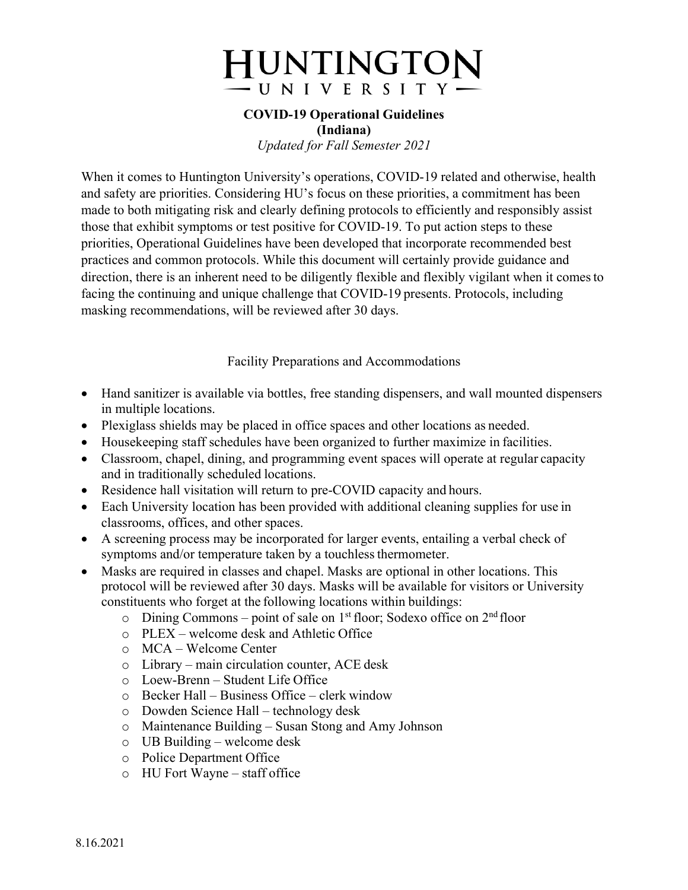# HUNTINGTON UNIVERSITY

**COVID-19 Operational Guidelines**
**(Indiana)**
*Updated for Fall Semester 2021*

When it comes to Huntington University's operations, COVID-19 related and otherwise, health and safety are priorities. Considering HU's focus on these priorities, a commitment has been made to both mitigating risk and clearly defining protocols to efficiently and responsibly assist those that exhibit symptoms or test positive for COVID-19. To put action steps to these priorities, Operational Guidelines have been developed that incorporate recommended best practices and common protocols. While this document will certainly provide guidance and direction, there is an inherent need to be diligently flexible and flexibly vigilant when it comes to facing the continuing and unique challenge that COVID-19 presents. Protocols, including masking recommendations, will be reviewed after 30 days.

## Facility Preparations and Accommodations

- Hand sanitizer is available via bottles, free standing dispensers, and wall mounted dispensers in multiple locations.
- Plexiglass shields may be placed in office spaces and other locations as needed.
- Housekeeping staff schedules have been organized to further maximize in facilities.
- Classroom, chapel, dining, and programming event spaces will operate at regular capacity and in traditionally scheduled locations.
- Residence hall visitation will return to pre-COVID capacity and hours.
- Each University location has been provided with additional cleaning supplies for use in classrooms, offices, and other spaces.
- A screening process may be incorporated for larger events, entailing a verbal check of symptoms and/or temperature taken by a touchless thermometer.
- Masks are required in classes and chapel. Masks are optional in other locations. This protocol will be reviewed after 30 days. Masks will be available for visitors or University constituents who forget at the following locations within buildings:
  - Dining Commons – point of sale on 1st floor; Sodexo office on 2nd floor
  - PLEX – welcome desk and Athletic Office
  - MCA – Welcome Center
  - Library – main circulation counter, ACE desk
  - Loew-Brenn – Student Life Office
  - Becker Hall – Business Office – clerk window
  - Dowden Science Hall – technology desk
  - Maintenance Building – Susan Stong and Amy Johnson
  - UB Building – welcome desk
  - Police Department Office
  - HU Fort Wayne – staff office

8.16.2021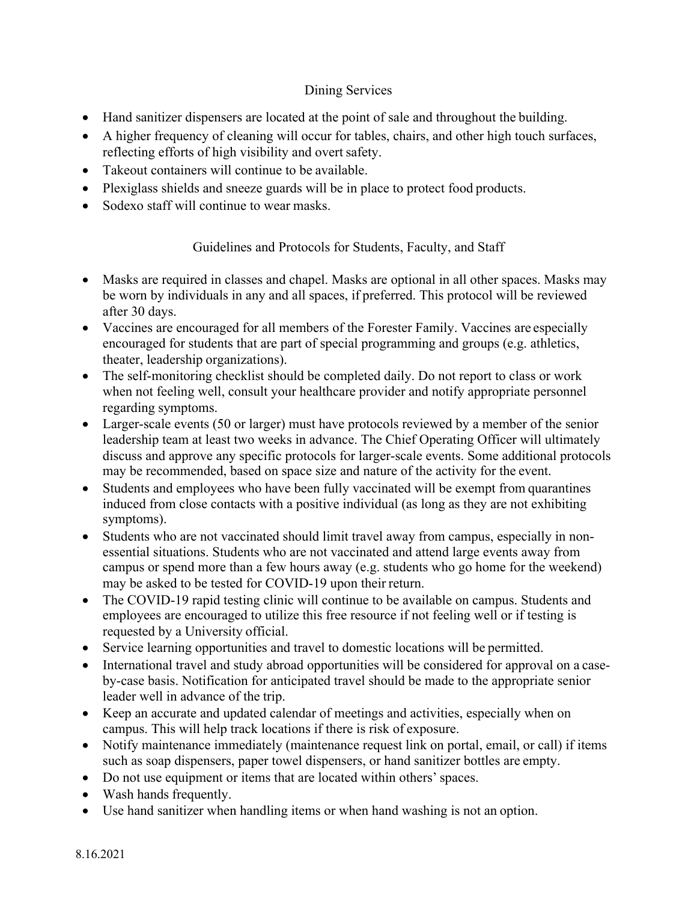## Dining Services

- Hand sanitizer dispensers are located at the point of sale and throughout the building.
- A higher frequency of cleaning will occur for tables, chairs, and other high touch surfaces, reflecting efforts of high visibility and overt safety.
- Takeout containers will continue to be available.
- Plexiglass shields and sneeze guards will be in place to protect food products.
- Sodexo staff will continue to wear masks.

## Guidelines and Protocols for Students, Faculty, and Staff

- Masks are required in classes and chapel. Masks are optional in all other spaces. Masks may be worn by individuals in any and all spaces, if preferred. This protocol will be reviewed after 30 days.
- Vaccines are encouraged for all members of the Forester Family. Vaccines are especially encouraged for students that are part of special programming and groups (e.g. athletics, theater, leadership organizations).
- The self-monitoring checklist should be completed daily. Do not report to class or work when not feeling well, consult your healthcare provider and notify appropriate personnel regarding symptoms.
- Larger-scale events (50 or larger) must have protocols reviewed by a member of the senior leadership team at least two weeks in advance. The Chief Operating Officer will ultimately discuss and approve any specific protocols for larger-scale events. Some additional protocols may be recommended, based on space size and nature of the activity for the event.
- Students and employees who have been fully vaccinated will be exempt from quarantines induced from close contacts with a positive individual (as long as they are not exhibiting symptoms).
- Students who are not vaccinated should limit travel away from campus, especially in non-essential situations. Students who are not vaccinated and attend large events away from campus or spend more than a few hours away (e.g. students who go home for the weekend) may be asked to be tested for COVID-19 upon their return.
- The COVID-19 rapid testing clinic will continue to be available on campus. Students and employees are encouraged to utilize this free resource if not feeling well or if testing is requested by a University official.
- Service learning opportunities and travel to domestic locations will be permitted.
- International travel and study abroad opportunities will be considered for approval on a case-by-case basis. Notification for anticipated travel should be made to the appropriate senior leader well in advance of the trip.
- Keep an accurate and updated calendar of meetings and activities, especially when on campus. This will help track locations if there is risk of exposure.
- Notify maintenance immediately (maintenance request link on portal, email, or call) if items such as soap dispensers, paper towel dispensers, or hand sanitizer bottles are empty.
- Do not use equipment or items that are located within others' spaces.
- Wash hands frequently.
- Use hand sanitizer when handling items or when hand washing is not an option.

8.16.2021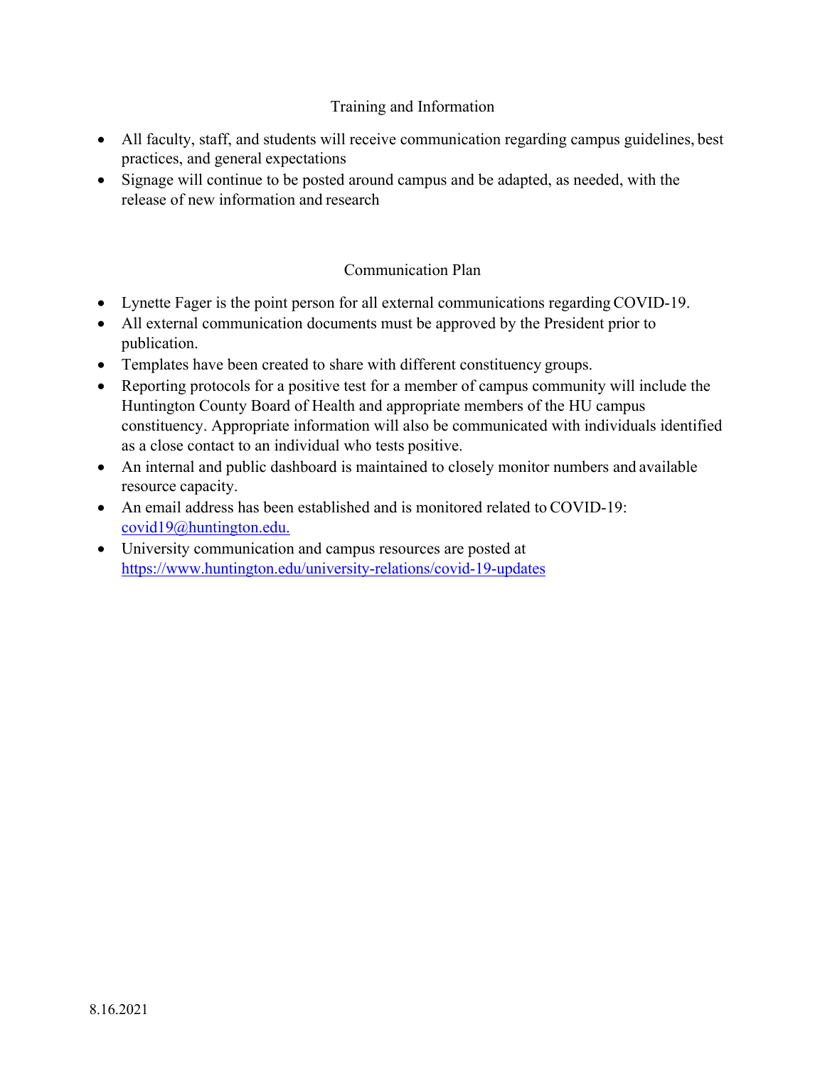## Training and Information

- All faculty, staff, and students will receive communication regarding campus guidelines, best practices, and general expectations
- Signage will continue to be posted around campus and be adapted, as needed, with the release of new information and research

## Communication Plan

- Lynette Fager is the point person for all external communications regarding COVID-19.
- All external communication documents must be approved by the President prior to publication.
- Templates have been created to share with different constituency groups.
- Reporting protocols for a positive test for a member of campus community will include the Huntington County Board of Health and appropriate members of the HU campus constituency. Appropriate information will also be communicated with individuals identified as a close contact to an individual who tests positive.
- An internal and public dashboard is maintained to closely monitor numbers and available resource capacity.
- An email address has been established and is monitored related to COVID-19: covid19@huntington.edu.
- University communication and campus resources are posted at https://www.huntington.edu/university-relations/covid-19-updates

8.16.2021